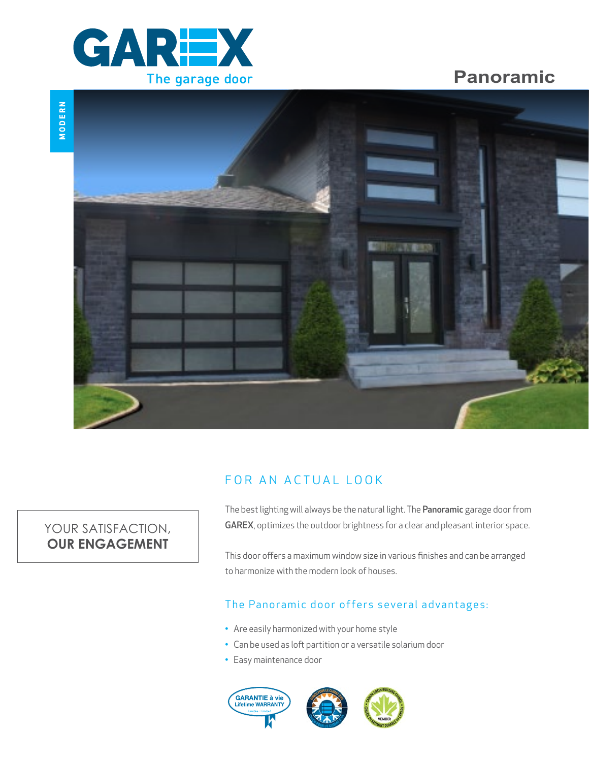# GAREX

The garage door

# Panoramic

MODERN

YOUR SATISFACTION,
**OUR ENGAGEMENT**

## FOR AN ACTUAL LOOK

The best lighting will always be the natural light. The **Panoramic** garage door from **GAREX**, optimizes the outdoor brightness for a clear and pleasant interior space.

This door offers a maximum window size in various finishes and can be arranged to harmonize with the modern look of houses.

### The Panoramic door offers several advantages:

- Are easily harmonized with your home style
- Can be used as loft partition or a versatile solarium door
- Easy maintenance door

GARANTIE à vie
Lifetime WARRANTY
Limitée · Limited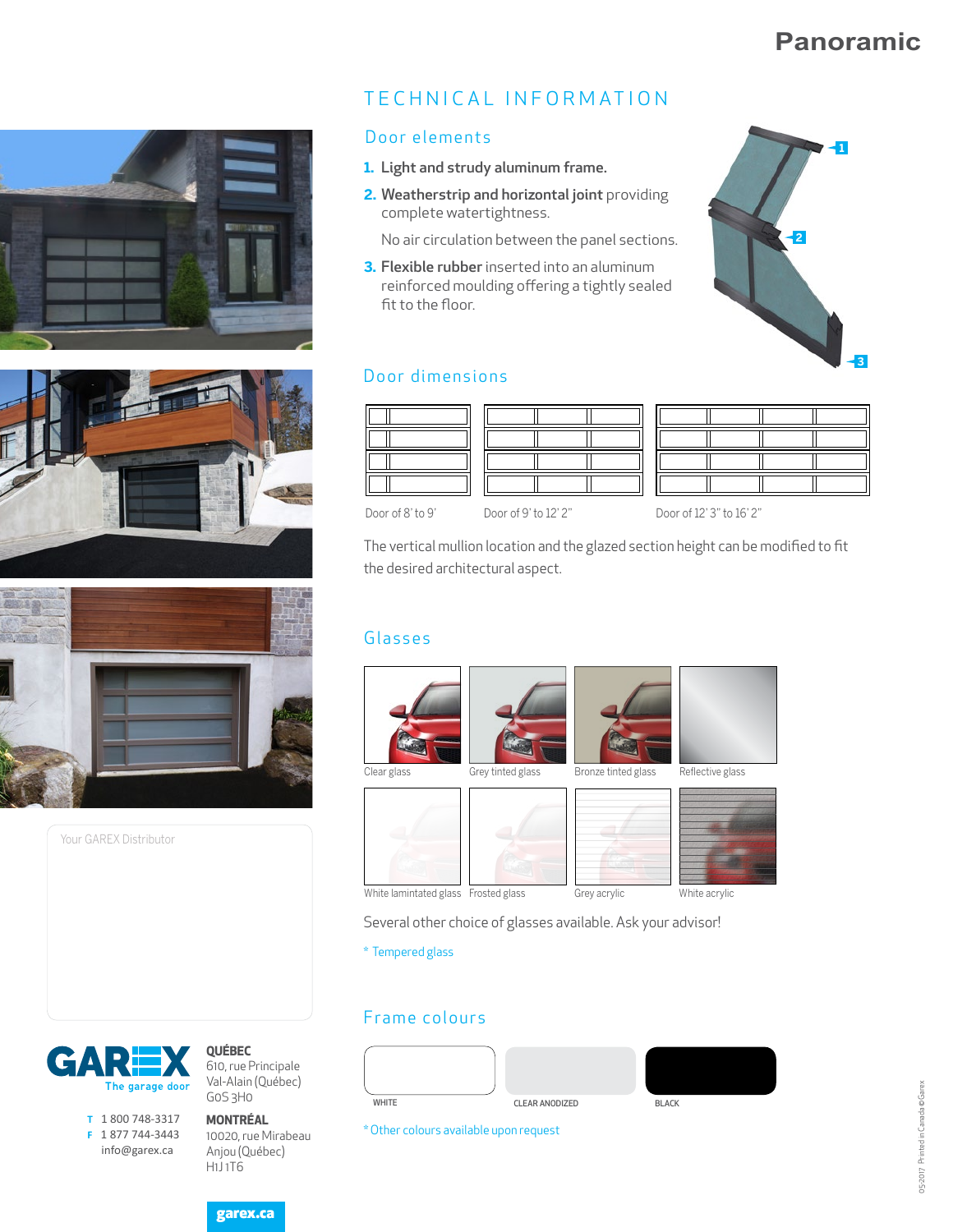# Panoramic

## TECHNICAL INFORMATION

### Door elements

1. **Light and strudy aluminum frame.**
2. **Weatherstrip and horizontal joint** providing complete watertightness.

   No air circulation between the panel sections.
3. **Flexible rubber** inserted into an aluminum reinforced moulding offering a tightly sealed fit to the floor.

1
2
3

### Door dimensions

Door of 8' to 9'

Door of 9' to 12' 2"

Door of 12' 3" to 16' 2"

The vertical mullion location and the glazed section height can be modified to fit the desired architectural aspect.

### Glasses

Clear glass

Grey tinted glass

Bronze tinted glass

Reflective glass

White lamintated glass

Frosted glass

Grey acrylic

White acrylic

Several other choice of glasses available. Ask your advisor!

\* Tempered glass

### Frame colours

WHITE

CLEAR ANODIZED

BLACK

\* Other colours available upon request

Your GAREX Distributor

GAREX
The garage door

T 1 800 748-3317
F 1 877 744-3443
info@garex.ca

**QUÉBEC**
610, rue Principale
Val-Alain (Québec)
G0S 3H0

**MONTRÉAL**
10020, rue Mirabeau
Anjou (Québec)
H1J 1T6

garex.ca

05-2017 Printed in Canada ©Garex